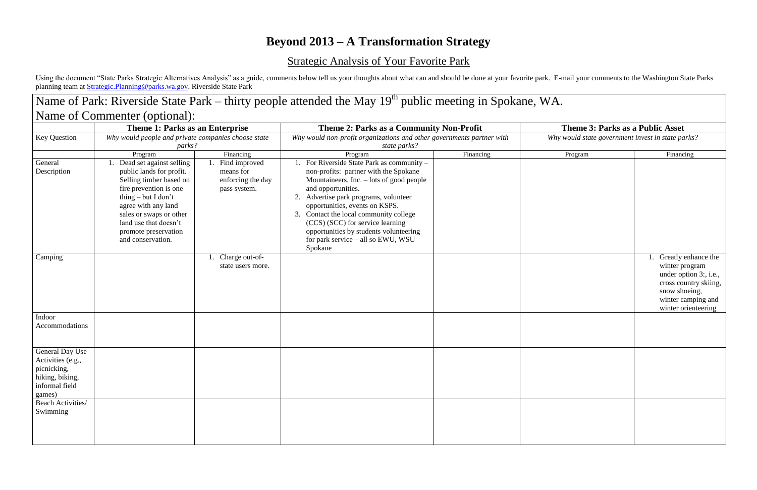# Beyond 2013 – A Transformation Strategy

## Strategic Analysis of Your Favorite Park

Using the document "State Parks Strategic Alternatives Analysis" as a guide, comments below tell us your thoughts about what can and should be done at your favorite park. E-mail your comments to the Washington State Parks planning team at [Strategic.Planning@parks.wa.gov](mailto:Strategic.Planning@parks.wa.gov). Riverside State Park

Name of Park: Riverside State Park – thirty people attended the May 19th public meeting in Spokane, WA.

Name of Commenter (optional):

| | Theme 1: Parks as an Enterprise | | Theme 2: Parks as a Community Non-Profit | | Theme 3: Parks as a Public Asset | |
|---|---|---|---|---|---|---|
| Key Question | *Why would people and private companies choose state parks?* | | *Why would non-profit organizations and other governments partner with state parks?* | | *Why would state government invest in state parks?* | |
| | Program | Financing | Program | Financing | Program | Financing |
| General Description | 1. Dead set against selling public lands for profit. Selling timber based on fire prevention is one thing – but I don't agree with any land sales or swaps or other land use that doesn't promote preservation and conservation. | 1. Find improved means for enforcing the day pass system. | 1. For Riverside State Park as community – non-profits: partner with the Spokane Mountaineers, Inc. – lots of good people and opportunities.<br>2. Advertise park programs, volunteer opportunities, events on KSPS.<br>3. Contact the local community college (CCS) (SCC) for service learning opportunities by students volunteering for park service – all so EWU, WSU Spokane | | | |
| Camping | | 1. Charge out-of-state users more. | | | | 1. Greatly enhance the winter program under option 3:, i.e., cross country skiing, snow shoeing, winter camping and winter orienteering |
| Indoor Accommodations | | | | | | |
| General Day Use Activities (e.g., picnicking, hiking, biking, informal field games) | | | | | | |
| Beach Activities/ Swimming | | | | | | |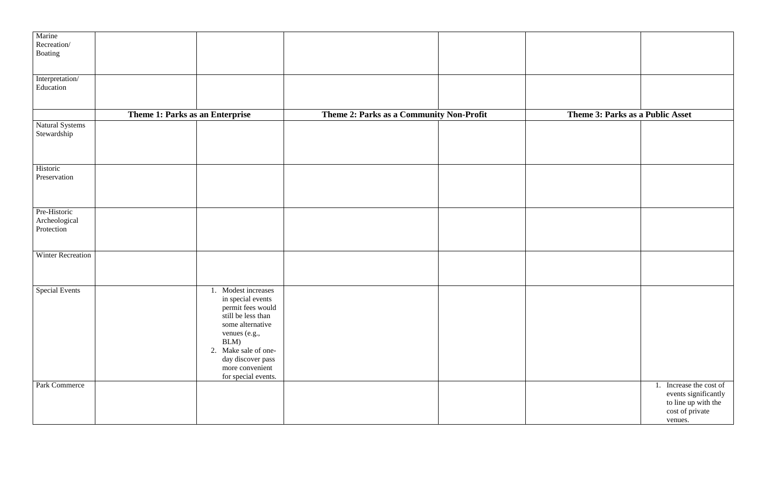| | | | | | | |
|---|---|---|---|---|---|---|
| Marine Recreation/ Boating | | | | | | |
| Interpretation/ Education | | | | | | |
| | **Theme 1: Parks as an Enterprise** | | **Theme 2: Parks as a Community Non-Profit** | | **Theme 3: Parks as a Public Asset** | |
| Natural Systems Stewardship | | | | | | |
| Historic Preservation | | | | | | |
| Pre-Historic Archeological Protection | | | | | | |
| Winter Recreation | | | | | | |
| Special Events | | 1. Modest increases in special events permit fees would still be less than some alternative venues (e.g., BLM) 2. Make sale of one-day discover pass more convenient for special events. | | | | |
| Park Commerce | | | | | | 1. Increase the cost of events significantly to line up with the cost of private venues. |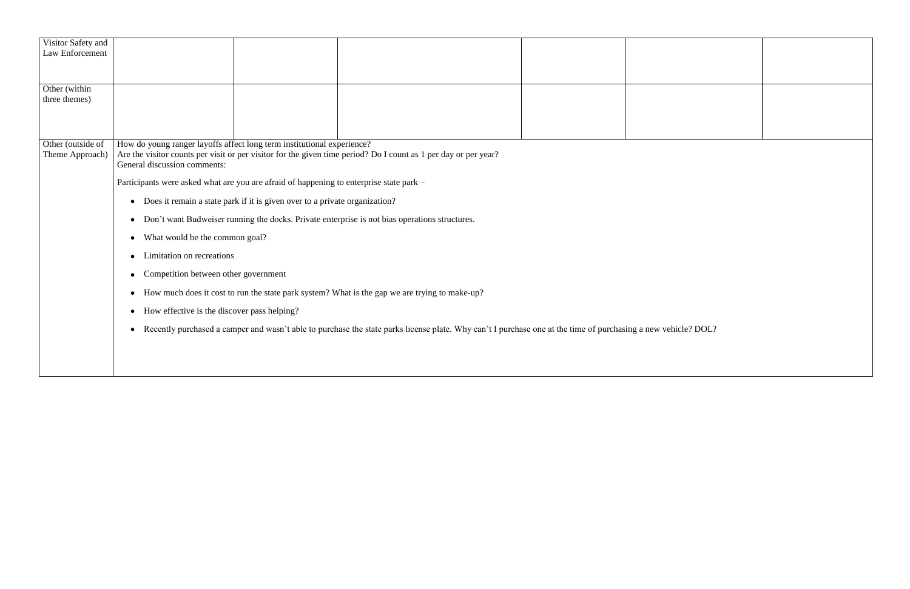| | | | | | | |
|---|---|---|---|---|---|---|
| Visitor Safety and Law Enforcement | | | | | | |
| Other (within three themes) | | | | | | |
| Other (outside of Theme Approach) | How do young ranger layoffs affect long term institutional experience?<br>Are the visitor counts per visit or per visitor for the given time period? Do I count as 1 per day or per year?<br>General discussion comments:<br><br>Participants were asked what are you are afraid of happening to enterprise state park –<br><br>• Does it remain a state park if it is given over to a private organization?<br>• Don't want Budweiser running the docks. Private enterprise is not bias operations structures.<br>• What would be the common goal?<br>• Limitation on recreations<br>• Competition between other government<br>• How much does it cost to run the state park system? What is the gap we are trying to make-up?<br>• How effective is the discover pass helping?<br>• Recently purchased a camper and wasn't able to purchase the state parks license plate. Why can't I purchase one at the time of purchasing a new vehicle? DOL? | | | | | |